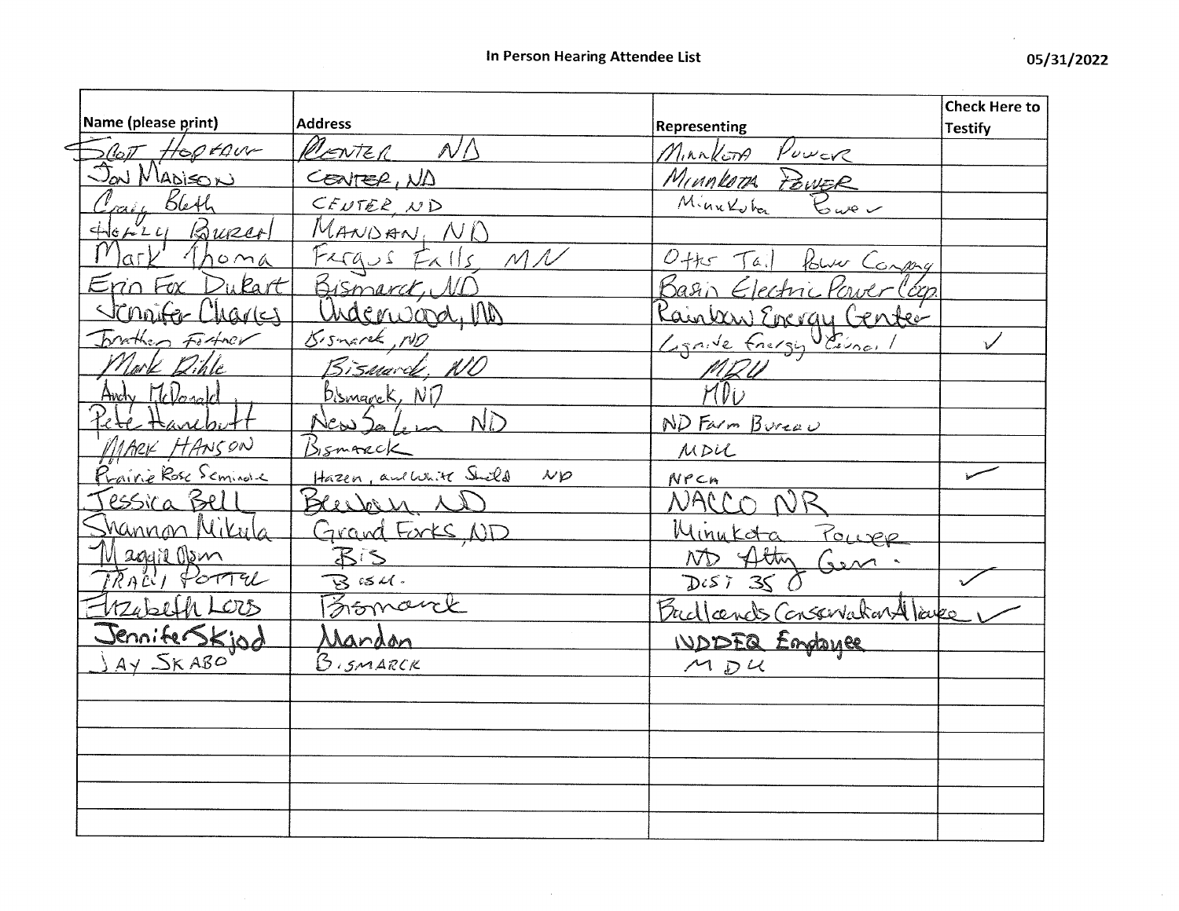**In Person Hearing Attendee List** 05/31/2022

| Name (please print) | Address | Representing | Check Here to Testify |
|---|---|---|---|
| Scott Hopkaur | Center ND | Minnkota Power | |
| Jon Madison | Center, ND | Minnkota Power | |
| Craig Bleth | Center, ND | Minnkota Power | |
| Holly Burch | Mandan, ND | | |
| Mark Thoma | Fergus Falls, MN | Otter Tail Power Company | |
| Erin Fox Dukart | Bismarck, ND | Basin Electric Power Corp | |
| Jennifer Charles | Underwood, ND | Rainbow Energy Center | |
| Jonathan Fortner | Bismarck, ND | Lignite Energy Council | ✓ |
| Mark Dihle | Bismarck, ND | MDU | |
| Andy McDonald | Bismarck, ND | MDU | |
| Pete Hanebutt | New Salem ND | ND Farm Bureau | |
| Mark Hanson | Bismarck | MDU | |
| Prairie Rose Seminole | Hazen, and White Shield ND | NPCA | ✓ |
| Jessica Bell | Beulah, ND | NACCO NR | |
| Shannon Mikula | Grand Forks, ND | Minnkota Power | |
| Maggie Olson | Bis | ND Atty Gen. | |
| Traci Potter | Bism. | Dist 35 | ✓ |
| Elizabeth Loos | Bismarck | Badlands Conservation Alliance | ✓ |
| Jennifer Skjod | Mandan | NDDEQ Employee | |
| Jay Skabo | Bismarck | MDU | |
| | | | |
| | | | |
| | | | |
| | | | |
| | | | |
| | | | |
| | | | |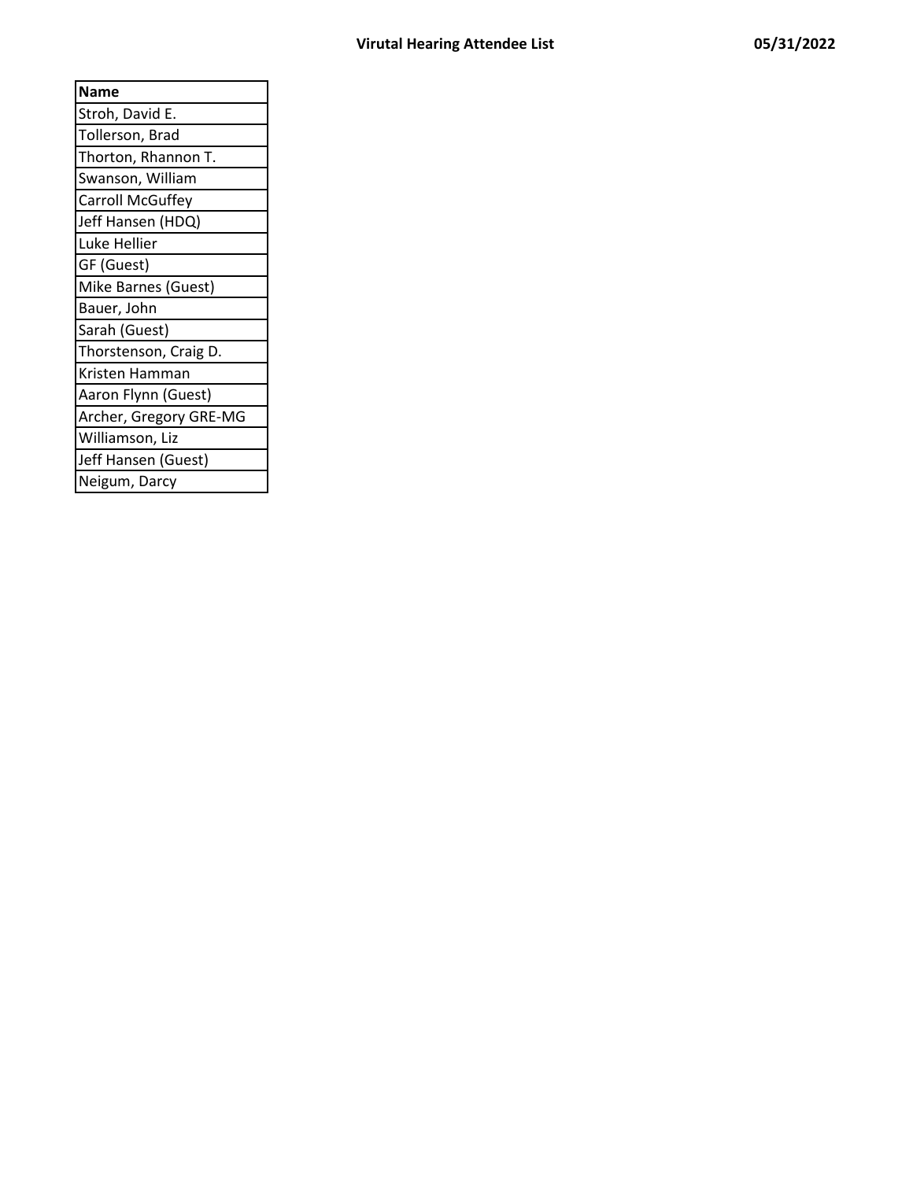**Virutal Hearing Attendee List** **05/31/2022**

| Name |
|---|
| Stroh, David E. |
| Tollerson, Brad |
| Thorton, Rhannon T. |
| Swanson, William |
| Carroll McGuffey |
| Jeff Hansen (HDQ) |
| Luke Hellier |
| GF (Guest) |
| Mike Barnes (Guest) |
| Bauer, John |
| Sarah (Guest) |
| Thorstenson, Craig D. |
| Kristen Hamman |
| Aaron Flynn (Guest) |
| Archer, Gregory GRE-MG |
| Williamson, Liz |
| Jeff Hansen (Guest) |
| Neigum, Darcy |